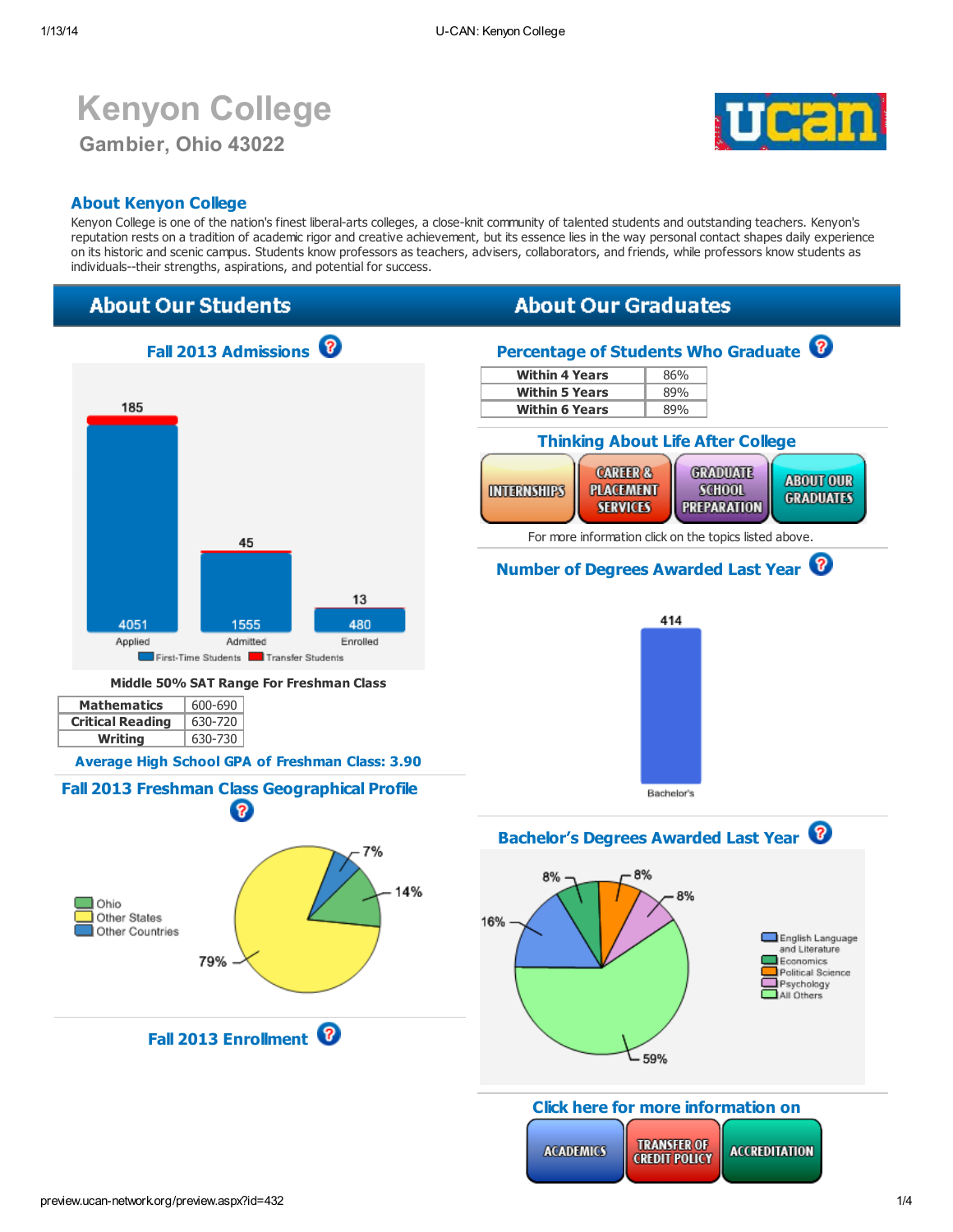# Kenyon College

## Gambier, Ohio 43022

### About Kenyon College

Kenyon College is one of the nation's finest liberal-arts colleges, a close-knit community of talented students and outstanding teachers. Kenyon's reputation rests on a tradition of academic rigor and creative achievement, but its essence lies in the way personal contact shapes daily experience on its historic and scenic campus. Students know professors as teachers, advisers, collaborators, and friends, while professors know students as individuals--their strengths, aspirations, and potential for success.

## About Our Students

### Fall 2013 Admissions

| | Applied | Admitted | Enrolled |
|---|---|---|---|
| First-Time Students | 4051 | 1555 | 480 |
| Transfer Students | 185 | 45 | 13 |

**Middle 50% SAT Range For Freshman Class**

| Section | Range |
|---|---|
| Mathematics | 600-690 |
| Critical Reading | 630-720 |
| Writing | 630-730 |

**Average High School GPA of Freshman Class: 3.90**

### Fall 2013 Freshman Class Geographical Profile

| Origin | Percent |
|---|---|
| Ohio | 14% |
| Other States | 79% |
| Other Countries | 7% |

### Fall 2013 Enrollment

## About Our Graduates

### Percentage of Students Who Graduate

| | |
|---|---|
| Within 4 Years | 86% |
| Within 5 Years | 89% |
| Within 6 Years | 89% |

### Thinking About Life After College

INTERNSHIPS | CAREER & PLACEMENT SERVICES | GRADUATE SCHOOL PREPARATION | ABOUT OUR GRADUATES

For more information click on the topics listed above.

### Number of Degrees Awarded Last Year

| Degree | Number |
|---|---|
| Bachelor's | 414 |

### Bachelor's Degrees Awarded Last Year

| Field | Percent |
|---|---|
| English Language and Literature | 16% |
| Economics | 8% |
| Political Science | 8% |
| Psychology | 8% |
| All Others | 59% |

### Click here for more information on

ACADEMICS | TRANSFER OF CREDIT POLICY | ACCREDITATION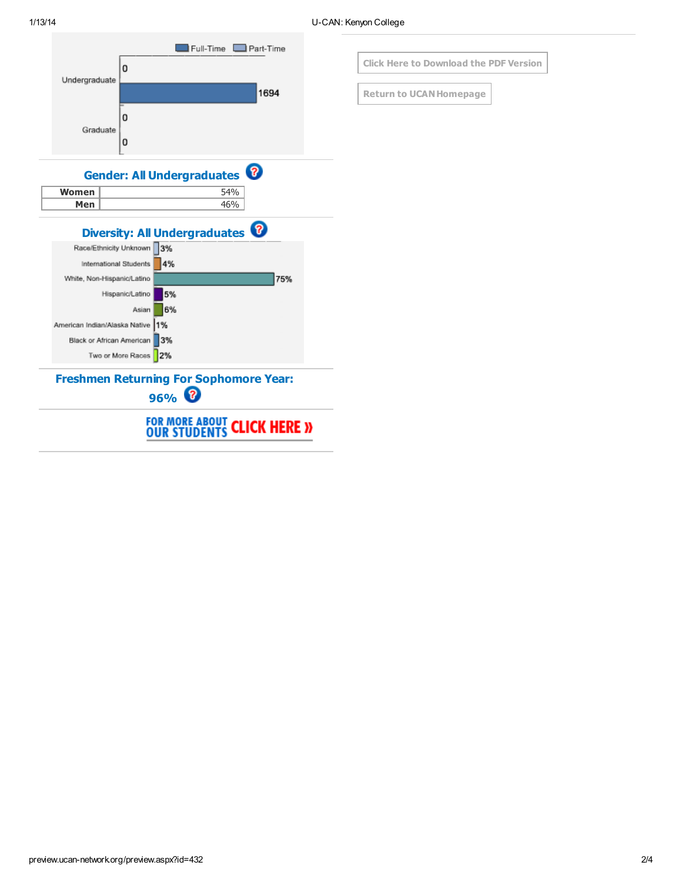| | Full-Time | Part-Time |
|---|---|---|
| Undergraduate | 1694 | 0 |
| Graduate | 0 | 0 |

## Gender: All Undergraduates

| | |
|---|---|
| Women | 54% |
| Men | 46% |

## Diversity: All Undergraduates

| | |
|---|---|
| Race/Ethnicity Unknown | 3% |
| International Students | 4% |
| White, Non-Hispanic/Latino | 75% |
| Hispanic/Latino | 5% |
| Asian | 6% |
| American Indian/Alaska Native | 1% |
| Black or African American | 3% |
| Two or More Races | 2% |

## Freshmen Returning For Sophomore Year: 96%

FOR MORE ABOUT OUR STUDENTS CLICK HERE »

Click Here to Download the PDF Version

Return to UCAN Homepage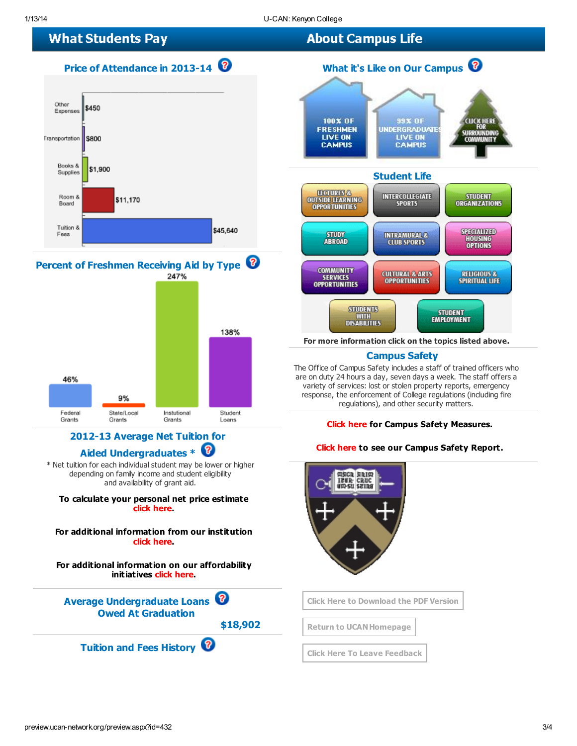## What Students Pay

### Price of Attendance in 2013-14

| Category | Amount |
|---|---|
| Other Expenses | $450 |
| Transportation | $800 |
| Books & Supplies | $1,900 |
| Room & Board | $11,170 |
| Tuition & Fees | $45,640 |

### Percent of Freshmen Receiving Aid by Type

| Type | Percent |
|---|---|
| Federal Grants | 46% |
| State/Local Grants | 9% |
| Instutional Grants | 247% |
| Student Loans | 138% |

### 2012-13 Average Net Tuition for Aided Undergraduates *

* Net tuition for each individual student may be lower or higher depending on family income and student eligibility and availability of grant aid.

**To calculate your personal net price estimate click here.**

**For additional information from our institution click here.**

**For additional information on our affordability initiatives click here.**

### Average Undergraduate Loans Owed At Graduation

**$18,902**

### Tuition and Fees History

## About Campus Life

### What it's Like on Our Campus

100% OF FRESHMEN LIVE ON CAMPUS

99% OF UNDERGRADUATES LIVE ON CAMPUS

CLICK HERE FOR SURROUNDING COMMUNITY

### Student Life

- LECTURES & OUTSIDE LEARNING OPPORTUNITIES
- INTERCOLLEGIATE SPORTS
- STUDENT ORGANIZATIONS
- STUDY ABROAD
- INTRAMURAL & CLUB SPORTS
- SPECIALIZED HOUSING OPTIONS
- COMMUNITY SERVICES OPPORTUNITIES
- CULTURAL & ARTS OPPORTUNITIES
- RELIGIOUS & SPIRITUAL LIFE
- STUDENTS WITH DISABILITIES
- STUDENT EMPLOYMENT

**For more information click on the topics listed above.**

### Campus Safety

The Office of Campus Safety includes a staff of trained officers who are on duty 24 hours a day, seven days a week. The staff offers a variety of services: lost or stolen property reports, emergency response, the enforcement of College regulations (including fire regulations), and other security matters.

**Click here for Campus Safety Measures.**

**Click here to see our Campus Safety Report.**

Click Here to Download the PDF Version

Return to UCAN Homepage

Click Here To Leave Feedback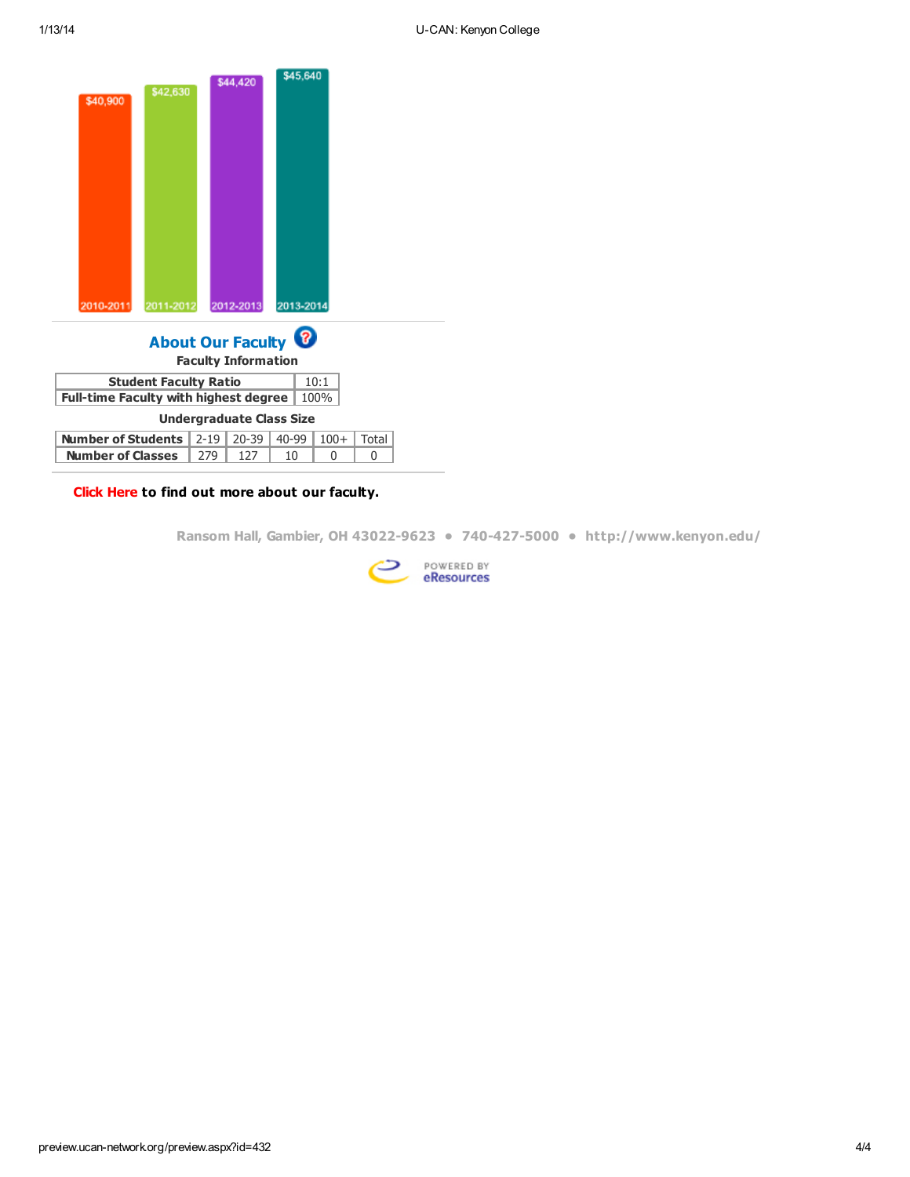$40,900
$42,630
$44,420
$45,640
2010-2011
2011-2012
2012-2013
2013-2014

## About Our Faculty

**Faculty Information**

| | |
|---|---|
| **Student Faculty Ratio** | 10:1 |
| **Full-time Faculty with highest degree** | 100% |

**Undergraduate Class Size**

| **Number of Students** | 2-19 | 20-39 | 40-99 | 100+ | Total |
|---|---|---|---|---|---|
| **Number of Classes** | 279 | 127 | 10 | 0 | 0 |

**Click Here to find out more about our faculty.**

Ransom Hall, Gambier, OH 43022-9623 • 740-427-5000 • http://www.kenyon.edu/

POWERED BY eResources